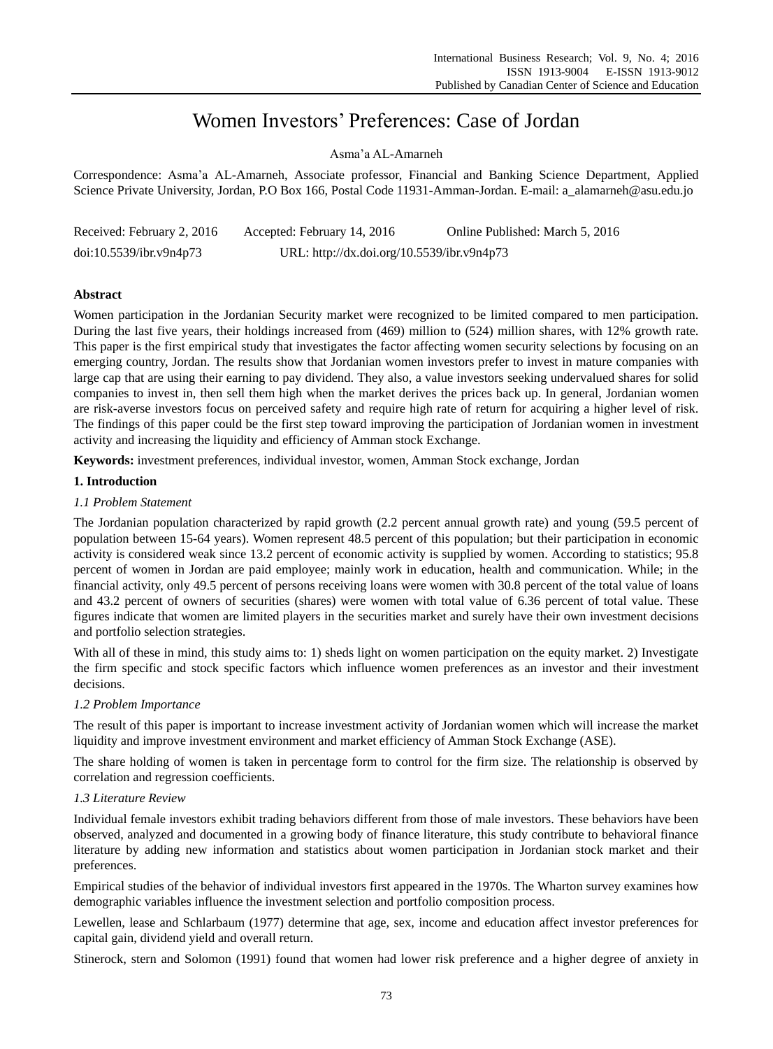# Women Investors' Preferences: Case of Jordan

Asma'a AL-Amarneh

Correspondence: Asma'a AL-Amarneh, Associate professor, Financial and Banking Science Department, Applied Science Private University, Jordan, P.O Box 166, Postal Code 11931-Amman-Jordan. E-mail: a_alamarneh@asu.edu.jo

Received: February 2, 2016 Accepted: February 14, 2016 Online Published: March 5, 2016

doi:10.5539/ibr.v9n4p73 URL: http://dx.doi.org/10.5539/ibr.v9n4p73

## Abstract

Women participation in the Jordanian Security market were recognized to be limited compared to men participation. During the last five years, their holdings increased from (469) million to (524) million shares, with 12% growth rate. This paper is the first empirical study that investigates the factor affecting women security selections by focusing on an emerging country, Jordan. The results show that Jordanian women investors prefer to invest in mature companies with large cap that are using their earning to pay dividend. They also, a value investors seeking undervalued shares for solid companies to invest in, then sell them high when the market derives the prices back up. In general, Jordanian women are risk-averse investors focus on perceived safety and require high rate of return for acquiring a higher level of risk. The findings of this paper could be the first step toward improving the participation of Jordanian women in investment activity and increasing the liquidity and efficiency of Amman stock Exchange.

**Keywords:** investment preferences, individual investor, women, Amman Stock exchange, Jordan

## 1. Introduction

### *1.1 Problem Statement*

The Jordanian population characterized by rapid growth (2.2 percent annual growth rate) and young (59.5 percent of population between 15-64 years). Women represent 48.5 percent of this population; but their participation in economic activity is considered weak since 13.2 percent of economic activity is supplied by women. According to statistics; 95.8 percent of women in Jordan are paid employee; mainly work in education, health and communication. While; in the financial activity, only 49.5 percent of persons receiving loans were women with 30.8 percent of the total value of loans and 43.2 percent of owners of securities (shares) were women with total value of 6.36 percent of total value. These figures indicate that women are limited players in the securities market and surely have their own investment decisions and portfolio selection strategies.

With all of these in mind, this study aims to: 1) sheds light on women participation on the equity market. 2) Investigate the firm specific and stock specific factors which influence women preferences as an investor and their investment decisions.

### *1.2 Problem Importance*

The result of this paper is important to increase investment activity of Jordanian women which will increase the market liquidity and improve investment environment and market efficiency of Amman Stock Exchange (ASE).

The share holding of women is taken in percentage form to control for the firm size. The relationship is observed by correlation and regression coefficients.

### *1.3 Literature Review*

Individual female investors exhibit trading behaviors different from those of male investors. These behaviors have been observed, analyzed and documented in a growing body of finance literature, this study contribute to behavioral finance literature by adding new information and statistics about women participation in Jordanian stock market and their preferences.

Empirical studies of the behavior of individual investors first appeared in the 1970s. The Wharton survey examines how demographic variables influence the investment selection and portfolio composition process.

Lewellen, lease and Schlarbaum (1977) determine that age, sex, income and education affect investor preferences for capital gain, dividend yield and overall return.

Stinerock, stern and Solomon (1991) found that women had lower risk preference and a higher degree of anxiety in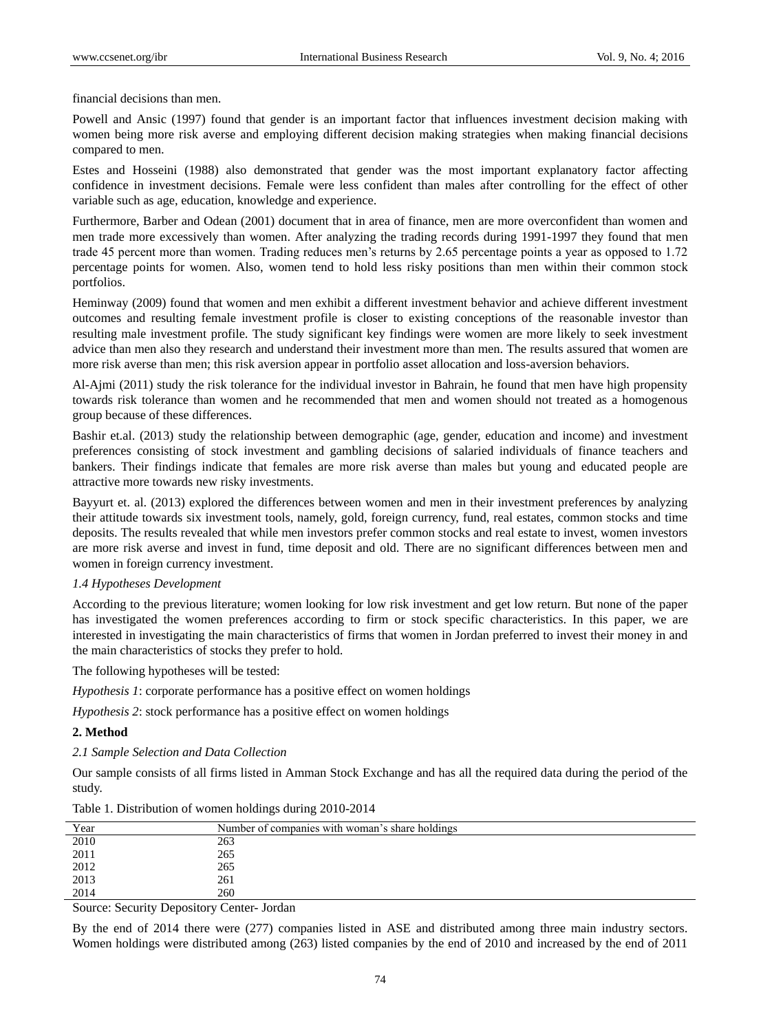financial decisions than men.

Powell and Ansic (1997) found that gender is an important factor that influences investment decision making with women being more risk averse and employing different decision making strategies when making financial decisions compared to men.

Estes and Hosseini (1988) also demonstrated that gender was the most important explanatory factor affecting confidence in investment decisions. Female were less confident than males after controlling for the effect of other variable such as age, education, knowledge and experience.

Furthermore, Barber and Odean (2001) document that in area of finance, men are more overconfident than women and men trade more excessively than women. After analyzing the trading records during 1991-1997 they found that men trade 45 percent more than women. Trading reduces men's returns by 2.65 percentage points a year as opposed to 1.72 percentage points for women. Also, women tend to hold less risky positions than men within their common stock portfolios.

Heminway (2009) found that women and men exhibit a different investment behavior and achieve different investment outcomes and resulting female investment profile is closer to existing conceptions of the reasonable investor than resulting male investment profile. The study significant key findings were women are more likely to seek investment advice than men also they research and understand their investment more than men. The results assured that women are more risk averse than men; this risk aversion appear in portfolio asset allocation and loss-aversion behaviors.

Al-Ajmi (2011) study the risk tolerance for the individual investor in Bahrain, he found that men have high propensity towards risk tolerance than women and he recommended that men and women should not treated as a homogenous group because of these differences.

Bashir et.al. (2013) study the relationship between demographic (age, gender, education and income) and investment preferences consisting of stock investment and gambling decisions of salaried individuals of finance teachers and bankers. Their findings indicate that females are more risk averse than males but young and educated people are attractive more towards new risky investments.

Bayyurt et. al. (2013) explored the differences between women and men in their investment preferences by analyzing their attitude towards six investment tools, namely, gold, foreign currency, fund, real estates, common stocks and time deposits. The results revealed that while men investors prefer common stocks and real estate to invest, women investors are more risk averse and invest in fund, time deposit and old. There are no significant differences between men and women in foreign currency investment.

*1.4 Hypotheses Development*

According to the previous literature; women looking for low risk investment and get low return. But none of the paper has investigated the women preferences according to firm or stock specific characteristics. In this paper, we are interested in investigating the main characteristics of firms that women in Jordan preferred to invest their money in and the main characteristics of stocks they prefer to hold.

The following hypotheses will be tested:

*Hypothesis 1*: corporate performance has a positive effect on women holdings

*Hypothesis 2*: stock performance has a positive effect on women holdings

## 2. Method

*2.1 Sample Selection and Data Collection*

Our sample consists of all firms listed in Amman Stock Exchange and has all the required data during the period of the study.

Table 1. Distribution of women holdings during 2010-2014

| Year | Number of companies with woman's share holdings |
|---|---|
| 2010 | 263 |
| 2011 | 265 |
| 2012 | 265 |
| 2013 | 261 |
| 2014 | 260 |

Source: Security Depository Center- Jordan

By the end of 2014 there were (277) companies listed in ASE and distributed among three main industry sectors. Women holdings were distributed among (263) listed companies by the end of 2010 and increased by the end of 2011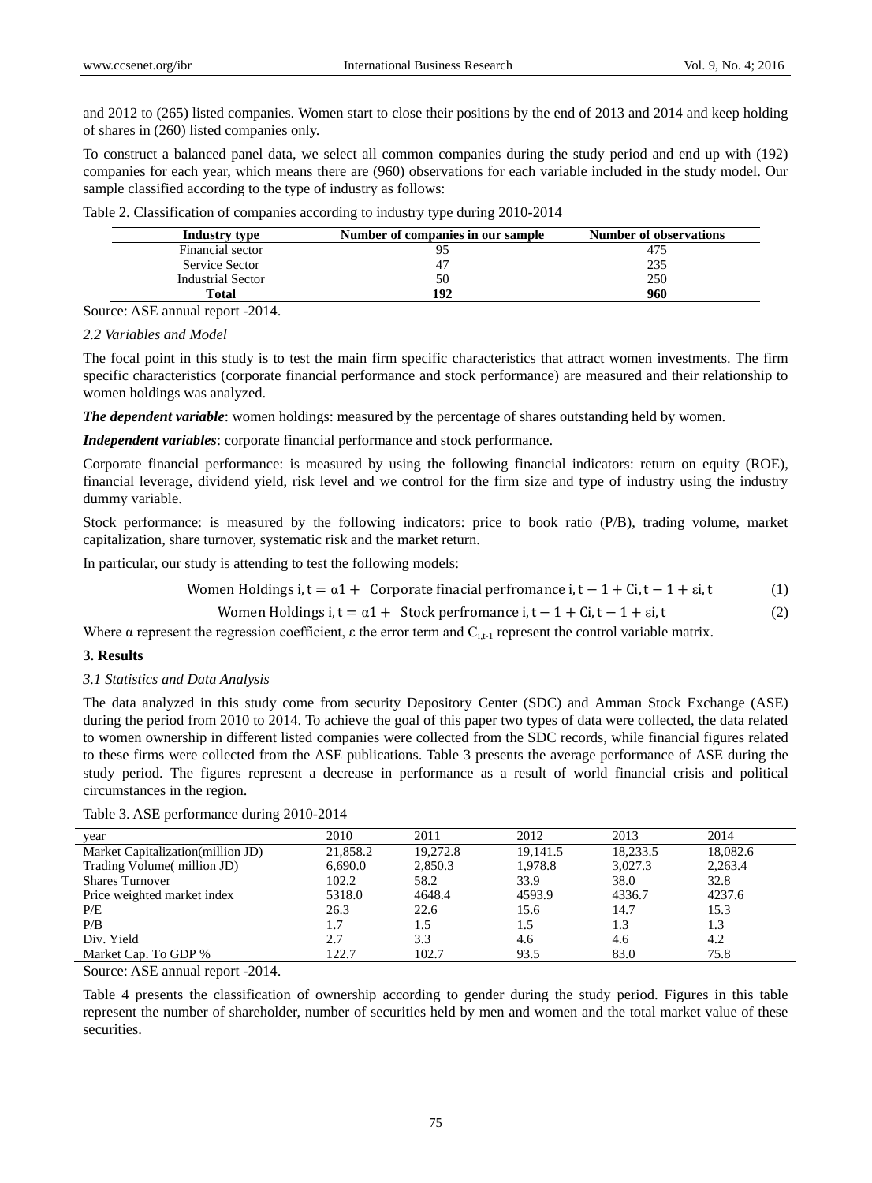and 2012 to (265) listed companies. Women start to close their positions by the end of 2013 and 2014 and keep holding of shares in (260) listed companies only.

To construct a balanced panel data, we select all common companies during the study period and end up with (192) companies for each year, which means there are (960) observations for each variable included in the study model. Our sample classified according to the type of industry as follows:

Table 2. Classification of companies according to industry type during 2010-2014

| Industry type | Number of companies in our sample | Number of observations |
|---|---|---|
| Financial sector | 95 | 475 |
| Service Sector | 47 | 235 |
| Industrial Sector | 50 | 250 |
| **Total** | **192** | **960** |

Source: ASE annual report -2014.

### 2.2 Variables and Model

The focal point in this study is to test the main firm specific characteristics that attract women investments. The firm specific characteristics (corporate financial performance and stock performance) are measured and their relationship to women holdings was analyzed.

***The dependent variable***: women holdings: measured by the percentage of shares outstanding held by women.

***Independent variables***: corporate financial performance and stock performance.

Corporate financial performance: is measured by using the following financial indicators: return on equity (ROE), financial leverage, dividend yield, risk level and we control for the firm size and type of industry using the industry dummy variable.

Stock performance: is measured by the following indicators: price to book ratio (P/B), trading volume, market capitalization, share turnover, systematic risk and the market return.

In particular, our study is attending to test the following models:

$$\text{Women Holdings i, t} = \alpha 1 + \text{ Corporate finacial perfromance i, t} - 1 + \text{Ci, t} - 1 + \varepsilon\text{i, t} \quad (1)$$

$$\text{Women Holdings i, t} = \alpha 1 + \text{ Stock perfromance i, t} - 1 + \text{Ci, t} - 1 + \varepsilon\text{i, t} \quad (2)$$

Where α represent the regression coefficient, ε the error term and $C_{i,t-1}$ represent the control variable matrix.

## 3. Results

### 3.1 Statistics and Data Analysis

The data analyzed in this study come from security Depository Center (SDC) and Amman Stock Exchange (ASE) during the period from 2010 to 2014. To achieve the goal of this paper two types of data were collected, the data related to women ownership in different listed companies were collected from the SDC records, while financial figures related to these firms were collected from the ASE publications. Table 3 presents the average performance of ASE during the study period. The figures represent a decrease in performance as a result of world financial crisis and political circumstances in the region.

Table 3. ASE performance during 2010-2014

| year | 2010 | 2011 | 2012 | 2013 | 2014 |
|---|---|---|---|---|---|
| Market Capitalization(million JD) | 21,858.2 | 19,272.8 | 19,141.5 | 18,233.5 | 18,082.6 |
| Trading Volume( million JD) | 6,690.0 | 2,850.3 | 1,978.8 | 3,027.3 | 2,263.4 |
| Shares Turnover | 102.2 | 58.2 | 33.9 | 38.0 | 32.8 |
| Price weighted market index | 5318.0 | 4648.4 | 4593.9 | 4336.7 | 4237.6 |
| P/E | 26.3 | 22.6 | 15.6 | 14.7 | 15.3 |
| P/B | 1.7 | 1.5 | 1.5 | 1.3 | 1.3 |
| Div. Yield | 2.7 | 3.3 | 4.6 | 4.6 | 4.2 |
| Market Cap. To GDP % | 122.7 | 102.7 | 93.5 | 83.0 | 75.8 |

Source: ASE annual report -2014.

Table 4 presents the classification of ownership according to gender during the study period. Figures in this table represent the number of shareholder, number of securities held by men and women and the total market value of these securities.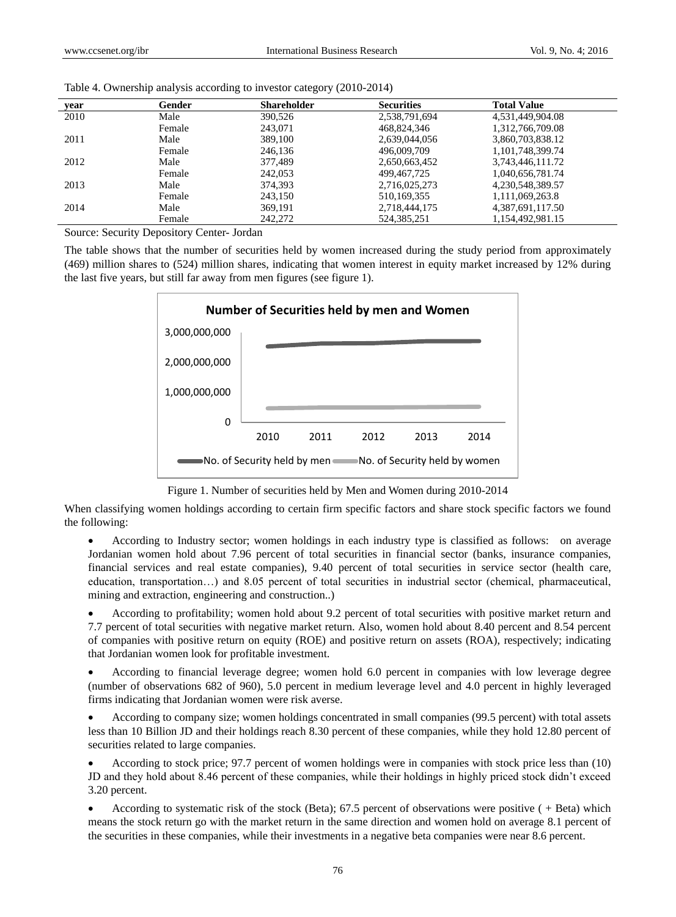Table 4. Ownership analysis according to investor category (2010-2014)

| year | Gender | Shareholder | Securities | Total Value |
|---|---|---|---|---|
| 2010 | Male | 390,526 | 2,538,791,694 | 4,531,449,904.08 |
| | Female | 243,071 | 468,824,346 | 1,312,766,709.08 |
| 2011 | Male | 389,100 | 2,639,044,056 | 3,860,703,838.12 |
| | Female | 246,136 | 496,009,709 | 1,101,748,399.74 |
| 2012 | Male | 377,489 | 2,650,663,452 | 3,743,446,111.72 |
| | Female | 242,053 | 499,467,725 | 1,040,656,781.74 |
| 2013 | Male | 374,393 | 2,716,025,273 | 4,230,548,389.57 |
| | Female | 243,150 | 510,169,355 | 1,111,069,263.8 |
| 2014 | Male | 369,191 | 2,718,444,175 | 4,387,691,117.50 |
| | Female | 242,272 | 524,385,251 | 1,154,492,981.15 |

Source: Security Depository Center- Jordan

The table shows that the number of securities held by women increased during the study period from approximately (469) million shares to (524) million shares, indicating that women interest in equity market increased by 12% during the last five years, but still far away from men figures (see figure 1).

Figure 1. Number of securities held by Men and Women during 2010-2014

When classifying women holdings according to certain firm specific factors and share stock specific factors we found the following:

- According to Industry sector; women holdings in each industry type is classified as follows: on average Jordanian women hold about 7.96 percent of total securities in financial sector (banks, insurance companies, financial services and real estate companies), 9.40 percent of total securities in service sector (health care, education, transportation…) and 8.05 percent of total securities in industrial sector (chemical, pharmaceutical, mining and extraction, engineering and construction..)
- According to profitability; women hold about 9.2 percent of total securities with positive market return and 7.7 percent of total securities with negative market return. Also, women hold about 8.40 percent and 8.54 percent of companies with positive return on equity (ROE) and positive return on assets (ROA), respectively; indicating that Jordanian women look for profitable investment.
- According to financial leverage degree; women hold 6.0 percent in companies with low leverage degree (number of observations 682 of 960), 5.0 percent in medium leverage level and 4.0 percent in highly leveraged firms indicating that Jordanian women were risk averse.
- According to company size; women holdings concentrated in small companies (99.5 percent) with total assets less than 10 Billion JD and their holdings reach 8.30 percent of these companies, while they hold 12.80 percent of securities related to large companies.
- According to stock price; 97.7 percent of women holdings were in companies with stock price less than (10) JD and they hold about 8.46 percent of these companies, while their holdings in highly priced stock didn't exceed 3.20 percent.
- According to systematic risk of the stock (Beta); 67.5 percent of observations were positive ( + Beta) which means the stock return go with the market return in the same direction and women hold on average 8.1 percent of the securities in these companies, while their investments in a negative beta companies were near 8.6 percent.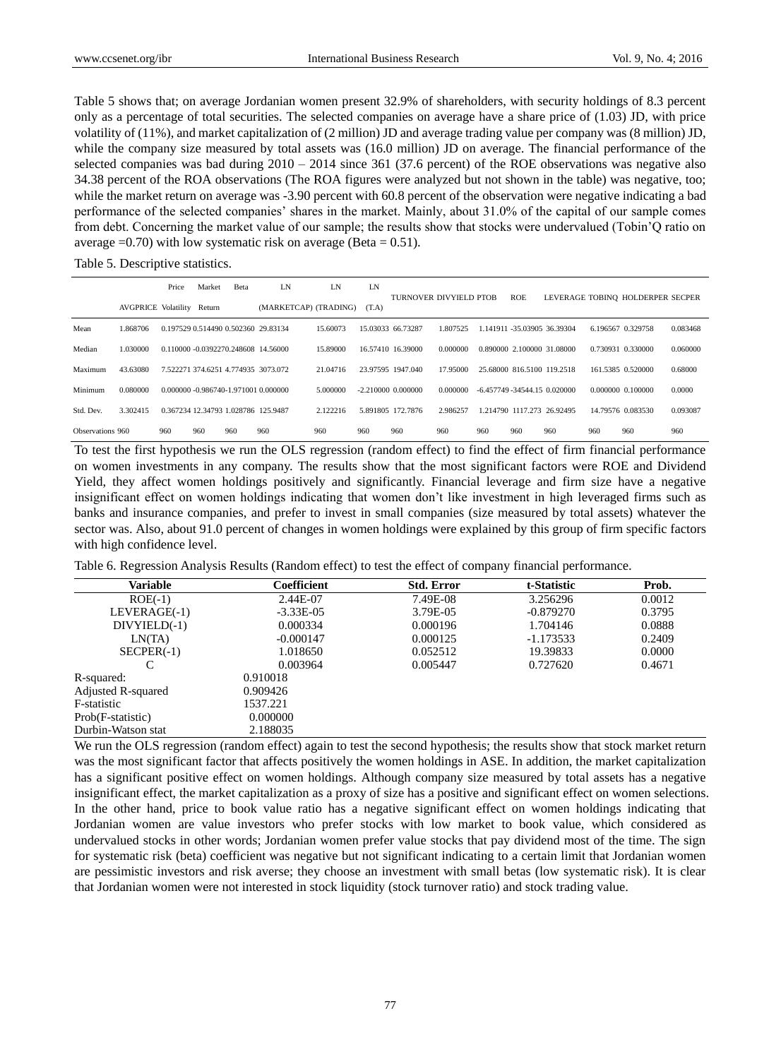Table 5 shows that; on average Jordanian women present 32.9% of shareholders, with security holdings of 8.3 percent only as a percentage of total securities. The selected companies on average have a share price of (1.03) JD, with price volatility of (11%), and market capitalization of (2 million) JD and average trading value per company was (8 million) JD, while the company size measured by total assets was (16.0 million) JD on average. The financial performance of the selected companies was bad during 2010 – 2014 since 361 (37.6 percent) of the ROE observations was negative also 34.38 percent of the ROA observations (The ROA figures were analyzed but not shown in the table) was negative, too; while the market return on average was -3.90 percent with 60.8 percent of the observation were negative indicating a bad performance of the selected companies' shares in the market. Mainly, about 31.0% of the capital of our sample comes from debt. Concerning the market value of our sample; the results show that stocks were undervalued (Tobin'Q ratio on average =0.70) with low systematic risk on average (Beta = 0.51).

Table 5. Descriptive statistics.

| | AVGPRICE | Price Volatility | Market Return | Beta | LN (MARKETCAP) | LN (TRADING) | LN (T.A) | TURNOVER | DIVYIELD | PTOB | ROE | LEVERAGE | TOBINQ | HOLDERPER | SECPER |
|---|---|---|---|---|---|---|---|---|---|---|---|---|---|---|---|
| Mean | 1.868706 | 0.197529 | 0.514490 | 0.502360 | 29.83134 | 15.60073 | 15.03033 | 66.73287 | 1.807525 | 1.141911 | -35.03905 | 36.39304 | 6.196567 | 0.329758 | 0.083468 |
| Median | 1.030000 | 0.110000 | -0.039227 | 0.248608 | 14.56000 | 15.89000 | 16.57410 | 16.39000 | 0.000000 | 0.890000 | 2.100000 | 31.08000 | 0.730931 | 0.330000 | 0.060000 |
| Maximum | 43.63080 | 7.522271 | 374.6251 | 4.774935 | 3073.072 | 21.04716 | 23.97595 | 1947.040 | 17.95000 | 25.68000 | 816.5100 | 119.2518 | 161.5385 | 0.520000 | 0.68000 |
| Minimum | 0.080000 | 0.000000 | -0.986740 | -1.971001 | 0.000000 | 5.000000 | -2.210000 | 0.000000 | 0.000000 | -6.457749 | -34544.15 | 0.020000 | 0.000000 | 0.100000 | 0.0000 |
| Std. Dev. | 3.302415 | 0.367234 | 12.34793 | 1.028786 | 125.9487 | 2.122216 | 5.891805 | 172.7876 | 2.986257 | 1.214790 | 1117.273 | 26.92495 | 14.79576 | 0.083530 | 0.093087 |
| Observations | 960 | 960 | 960 | 960 | 960 | 960 | 960 | 960 | 960 | 960 | 960 | 960 | 960 | 960 | 960 |

To test the first hypothesis we run the OLS regression (random effect) to find the effect of firm financial performance on women investments in any company. The results show that the most significant factors were ROE and Dividend Yield, they affect women holdings positively and significantly. Financial leverage and firm size have a negative insignificant effect on women holdings indicating that women don't like investment in high leveraged firms such as banks and insurance companies, and prefer to invest in small companies (size measured by total assets) whatever the sector was. Also, about 91.0 percent of changes in women holdings were explained by this group of firm specific factors with high confidence level.

Table 6. Regression Analysis Results (Random effect) to test the effect of company financial performance.

| Variable | Coefficient | Std. Error | t-Statistic | Prob. |
|---|---|---|---|---|
| ROE(-1) | 2.44E-07 | 7.49E-08 | 3.256296 | 0.0012 |
| LEVERAGE(-1) | -3.33E-05 | 3.79E-05 | -0.879270 | 0.3795 |
| DIVYIELD(-1) | 0.000334 | 0.000196 | 1.704146 | 0.0888 |
| LN(TA) | -0.000147 | 0.000125 | -1.173533 | 0.2409 |
| SECPER(-1) | 1.018650 | 0.052512 | 19.39833 | 0.0000 |
| C | 0.003964 | 0.005447 | 0.727620 | 0.4671 |
| R-squared: | 0.910018 | | | |
| Adjusted R-squared | 0.909426 | | | |
| F-statistic | 1537.221 | | | |
| Prob(F-statistic) | 0.000000 | | | |
| Durbin-Watson stat | 2.188035 | | | |

We run the OLS regression (random effect) again to test the second hypothesis; the results show that stock market return was the most significant factor that affects positively the women holdings in ASE. In addition, the market capitalization has a significant positive effect on women holdings. Although company size measured by total assets has a negative insignificant effect, the market capitalization as a proxy of size has a positive and significant effect on women selections. In the other hand, price to book value ratio has a negative significant effect on women holdings indicating that Jordanian women are value investors who prefer stocks with low market to book value, which considered as undervalued stocks in other words; Jordanian women prefer value stocks that pay dividend most of the time. The sign for systematic risk (beta) coefficient was negative but not significant indicating to a certain limit that Jordanian women are pessimistic investors and risk averse; they choose an investment with small betas (low systematic risk). It is clear that Jordanian women were not interested in stock liquidity (stock turnover ratio) and stock trading value.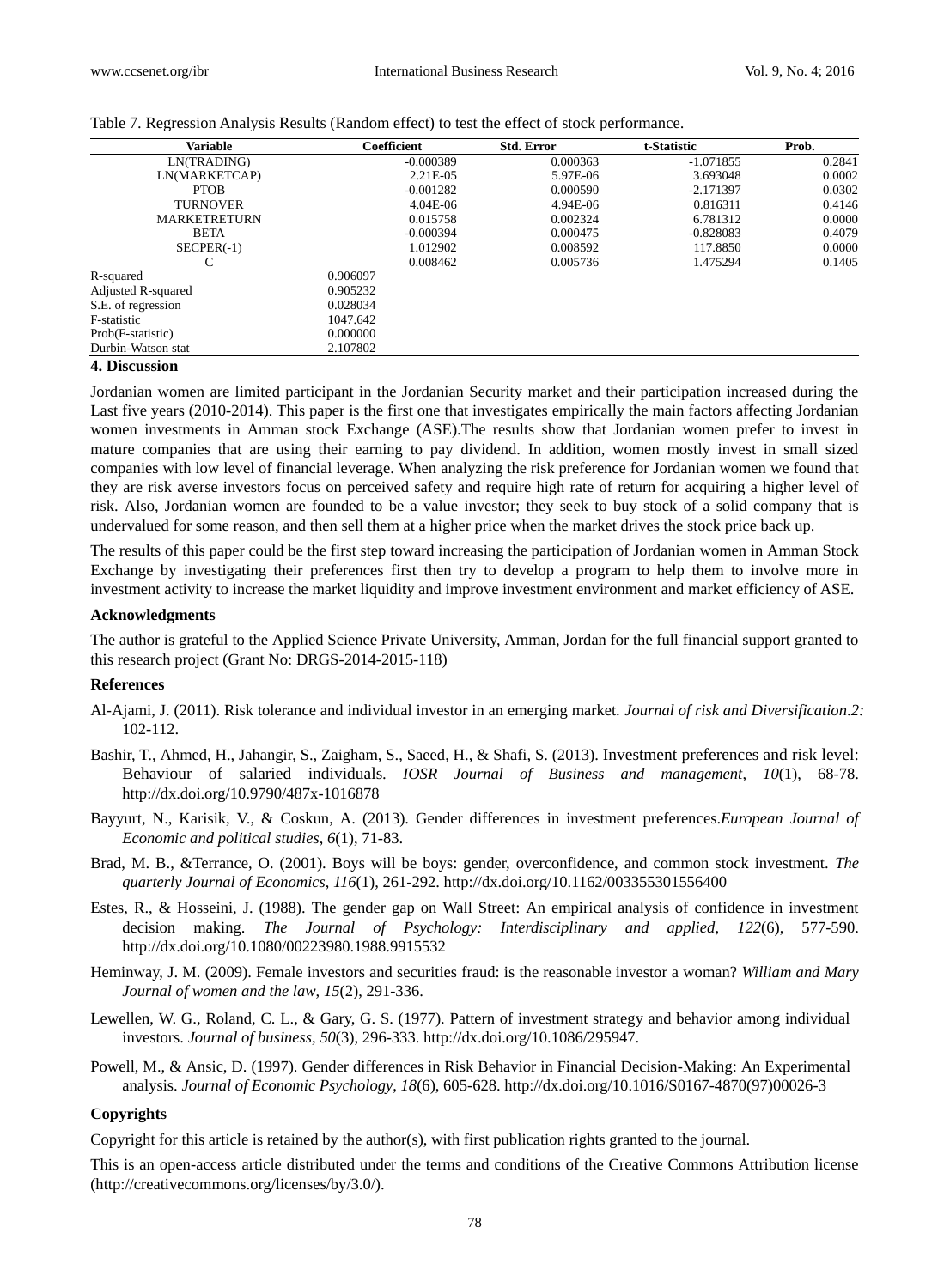Table 7. Regression Analysis Results (Random effect) to test the effect of stock performance.

| Variable | Coefficient | Std. Error | t-Statistic | Prob. |
|---|---|---|---|---|
| LN(TRADING) | -0.000389 | 0.000363 | -1.071855 | 0.2841 |
| LN(MARKETCAP) | 2.21E-05 | 5.97E-06 | 3.693048 | 0.0002 |
| PTOB | -0.001282 | 0.000590 | -2.171397 | 0.0302 |
| TURNOVER | 4.04E-06 | 4.94E-06 | 0.816311 | 0.4146 |
| MARKETRETURN | 0.015758 | 0.002324 | 6.781312 | 0.0000 |
| BETA | -0.000394 | 0.000475 | -0.828083 | 0.4079 |
| SECPER(-1) | 1.012902 | 0.008592 | 117.8850 | 0.0000 |
| C | 0.008462 | 0.005736 | 1.475294 | 0.1405 |
| R-squared | 0.906097 | | | |
| Adjusted R-squared | 0.905232 | | | |
| S.E. of regression | 0.028034 | | | |
| F-statistic | 1047.642 | | | |
| Prob(F-statistic) | 0.000000 | | | |
| Durbin-Watson stat | 2.107802 | | | |

## 4. Discussion

Jordanian women are limited participant in the Jordanian Security market and their participation increased during the Last five years (2010-2014). This paper is the first one that investigates empirically the main factors affecting Jordanian women investments in Amman stock Exchange (ASE).The results show that Jordanian women prefer to invest in mature companies that are using their earning to pay dividend. In addition, women mostly invest in small sized companies with low level of financial leverage. When analyzing the risk preference for Jordanian women we found that they are risk averse investors focus on perceived safety and require high rate of return for acquiring a higher level of risk. Also, Jordanian women are founded to be a value investor; they seek to buy stock of a solid company that is undervalued for some reason, and then sell them at a higher price when the market drives the stock price back up.

The results of this paper could be the first step toward increasing the participation of Jordanian women in Amman Stock Exchange by investigating their preferences first then try to develop a program to help them to involve more in investment activity to increase the market liquidity and improve investment environment and market efficiency of ASE.

### Acknowledgments

The author is grateful to the Applied Science Private University, Amman, Jordan for the full financial support granted to this research project (Grant No: DRGS-2014-2015-118)

### References

Al-Ajami, J. (2011). Risk tolerance and individual investor in an emerging market. *Journal of risk and Diversification*.*2:* 102-112.

Bashir, T., Ahmed, H., Jahangir, S., Zaigham, S., Saeed, H., & Shafi, S. (2013). Investment preferences and risk level: Behaviour of salaried individuals. *IOSR Journal of Business and management*, *10*(1), 68-78. http://dx.doi.org/10.9790/487x-1016878

Bayyurt, N., Karisik, V., & Coskun, A. (2013). Gender differences in investment preferences.*European Journal of Economic and political studies*, *6*(1), 71-83.

Brad, M. B., &Terrance, O. (2001). Boys will be boys: gender, overconfidence, and common stock investment. *The quarterly Journal of Economics*, *116*(1), 261-292. http://dx.doi.org/10.1162/003355301556400

Estes, R., & Hosseini, J. (1988). The gender gap on Wall Street: An empirical analysis of confidence in investment decision making. *The Journal of Psychology: Interdisciplinary and applied*, *122*(6), 577-590. http://dx.doi.org/10.1080/00223980.1988.9915532

Heminway, J. M. (2009). Female investors and securities fraud: is the reasonable investor a woman? *William and Mary Journal of women and the law*, *15*(2), 291-336.

Lewellen, W. G., Roland, C. L., & Gary, G. S. (1977). Pattern of investment strategy and behavior among individual investors. *Journal of business*, *50*(3), 296-333. http://dx.doi.org/10.1086/295947.

Powell, M., & Ansic, D. (1997). Gender differences in Risk Behavior in Financial Decision-Making: An Experimental analysis. *Journal of Economic Psychology*, *18*(6), 605-628. http://dx.doi.org/10.1016/S0167-4870(97)00026-3

### Copyrights

Copyright for this article is retained by the author(s), with first publication rights granted to the journal.

This is an open-access article distributed under the terms and conditions of the Creative Commons Attribution license (http://creativecommons.org/licenses/by/3.0/).